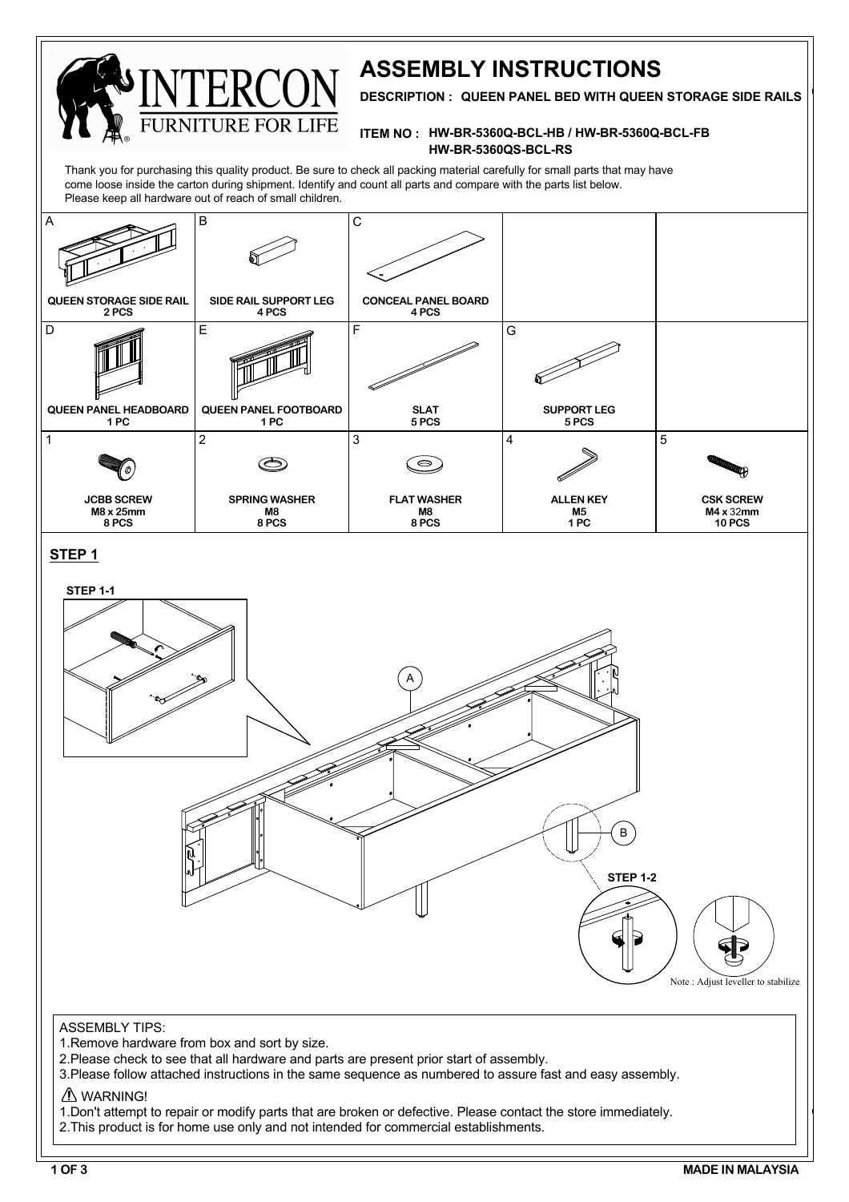INTERCON
FURNITURE FOR LIFE

# ASSEMBLY INSTRUCTIONS

**DESCRIPTION : QUEEN PANEL BED WITH QUEEN STORAGE SIDE RAILS**

**ITEM NO : HW-BR-5360Q-BCL-HB / HW-BR-5360Q-BCL-FB**
**HW-BR-5360QS-BCL-RS**

Thank you for purchasing this quality product. Be sure to check all packing material carefully for small parts that may have come loose inside the carton during shipment. Identify and count all parts and compare with the parts list below.
Please keep all hardware out of reach of small children.

| A | B | C | | |
|---|---|---|---|---|
| **QUEEN STORAGE SIDE RAIL**<br>**2 PCS** | **SIDE RAIL SUPPORT LEG**<br>**4 PCS** | **CONCEAL PANEL BOARD**<br>**4 PCS** | | |
| **D** | **E** | **F** | **G** | |
| **QUEEN PANEL HEADBOARD**<br>**1 PC** | **QUEEN PANEL FOOTBOARD**<br>**1 PC** | **SLAT**<br>**5 PCS** | **SUPPORT LEG**<br>**5 PCS** | |
| **1** | **2** | **3** | **4** | **5** |
| **JCBB SCREW**<br>**M8 x 25mm**<br>**8 PCS** | **SPRING WASHER**<br>**M8**<br>**8 PCS** | **FLAT WASHER**<br>**M8**<br>**8 PCS** | **ALLEN KEY**<br>**M5**<br>**1 PC** | **CSK SCREW**<br>**M4 x 32mm**<br>**10 PCS** |

## STEP 1

**STEP 1-1**

A

B

**STEP 1-2**

Note : Adjust leveller to stabilize

ASSEMBLY TIPS:
1.Remove hardware from box and sort by size.
2.Please check to see that all hardware and parts are present prior start of assembly.
3.Please follow attached instructions in the same sequence as numbered to assure fast and easy assembly.

⚠ WARNING!
1.Don't attempt to repair or modify parts that are broken or defective. Please contact the store immediately.
2.This product is for home use only and not intended for commercial establishments.

**MADE IN MALAYSIA**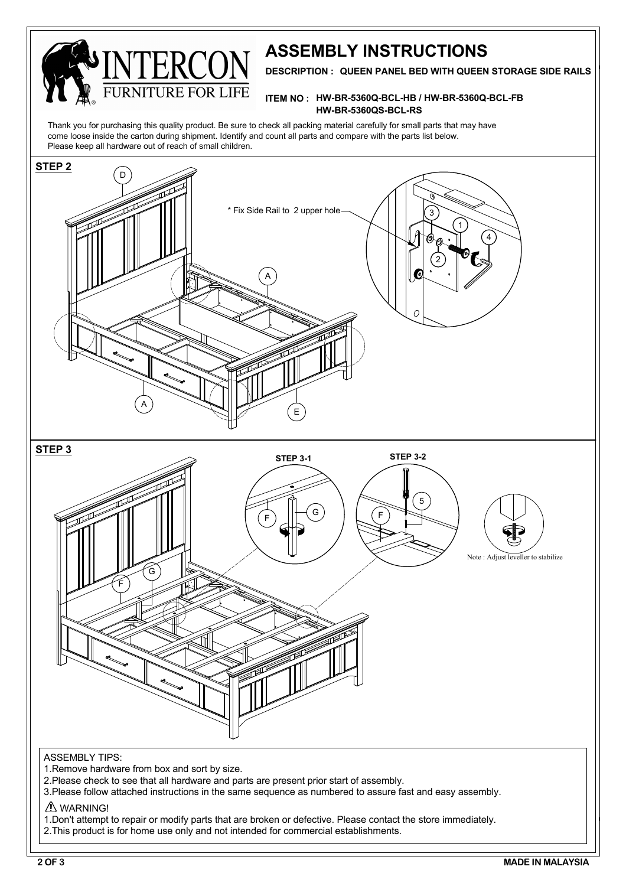# ASSEMBLY INSTRUCTIONS

INTERCON FURNITURE FOR LIFE

**DESCRIPTION : QUEEN PANEL BED WITH QUEEN STORAGE SIDE RAILS**

**ITEM NO : HW-BR-5360Q-BCL-HB / HW-BR-5360Q-BCL-FB**
**HW-BR-5360QS-BCL-RS**

Thank you for purchasing this quality product. Be sure to check all packing material carefully for small parts that may have come loose inside the carton during shipment. Identify and count all parts and compare with the parts list below.
Please keep all hardware out of reach of small children.

## STEP 2

D

* Fix Side Rail to 2 upper hole

3 1 4 2

A

A E

## STEP 3

STEP 3-1

F G

STEP 3-2

5 F

Note : Adjust leveller to stabilize

G F

ASSEMBLY TIPS:

1. Remove hardware from box and sort by size.
2. Please check to see that all hardware and parts are present prior start of assembly.
3. Please follow attached instructions in the same sequence as numbered to assure fast and easy assembly.

⚠ WARNING!

1. Don't attempt to repair or modify parts that are broken or defective. Please contact the store immediately.
2. This product is for home use only and not intended for commercial establishments.

**MADE IN MALAYSIA**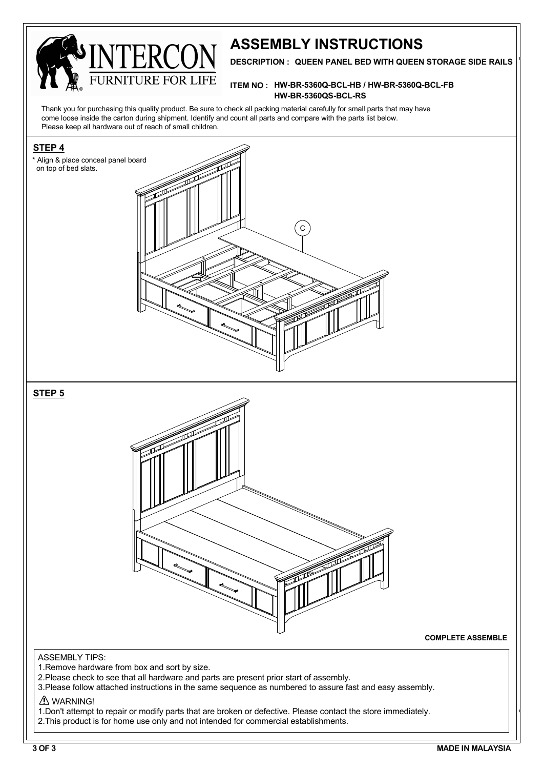INTERCON

FURNITURE FOR LIFE

# ASSEMBLY INSTRUCTIONS

**DESCRIPTION : QUEEN PANEL BED WITH QUEEN STORAGE SIDE RAILS**

**ITEM NO : HW-BR-5360Q-BCL-HB / HW-BR-5360Q-BCL-FB**
**HW-BR-5360QS-BCL-RS**

Thank you for purchasing this quality product. Be sure to check all packing material carefully for small parts that may have come loose inside the carton during shipment. Identify and count all parts and compare with the parts list below.
Please keep all hardware out of reach of small children.

## STEP 4

* Align & place conceal panel board on top of bed slats.

C

## STEP 5

**COMPLETE ASSEMBLE**

ASSEMBLY TIPS:

1. Remove hardware from box and sort by size.
2. Please check to see that all hardware and parts are present prior start of assembly.
3. Please follow attached instructions in the same sequence as numbered to assure fast and easy assembly.

⚠ WARNING!

1. Don't attempt to repair or modify parts that are broken or defective. Please contact the store immediately.
2. This product is for home use only and not intended for commercial establishments.

**MADE IN MALAYSIA**